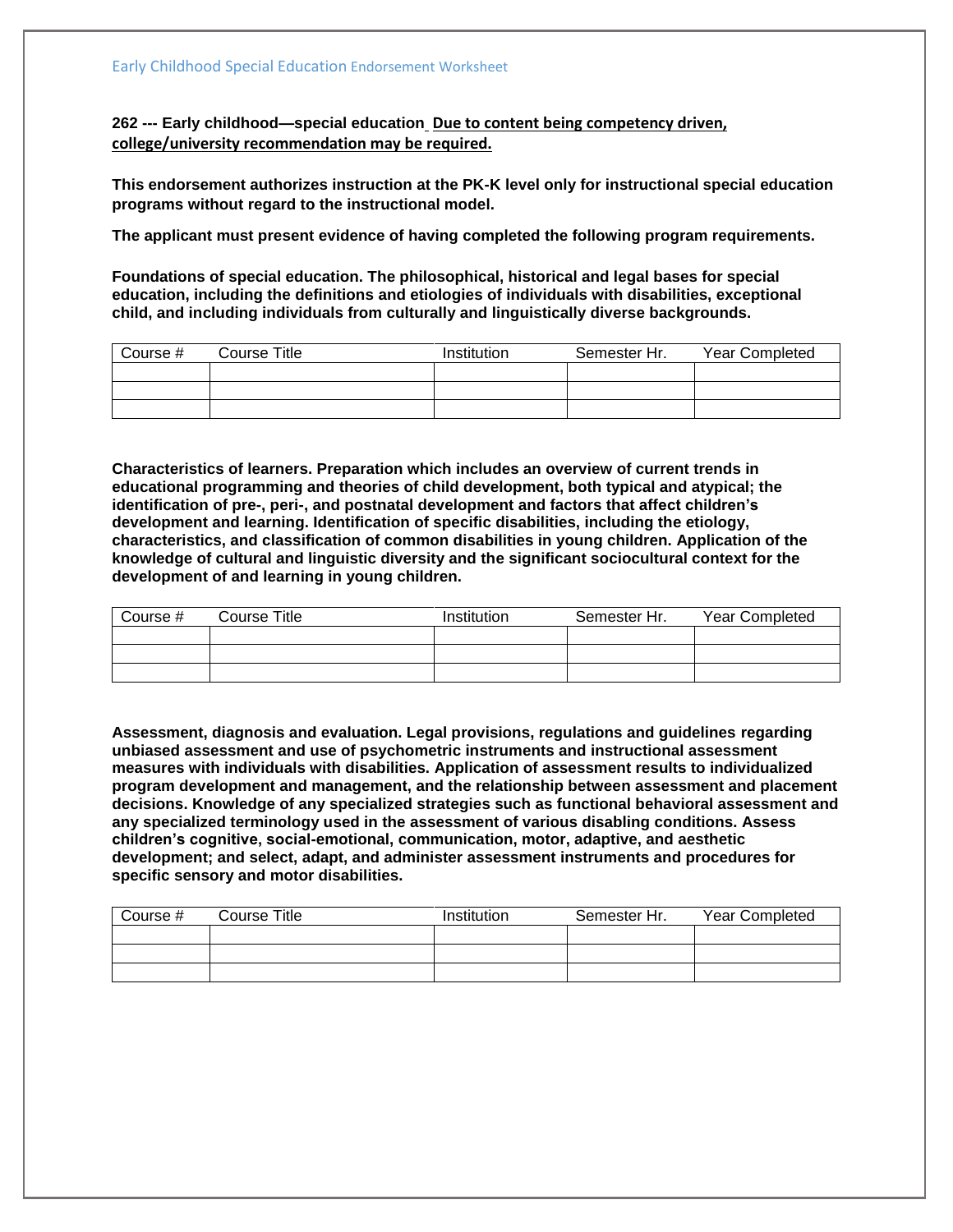Early Childhood Special Education Endorsement Worksheet

**262 --- Early childhood—special education** **Due to content being competency driven, college/university recommendation may be required.**

**This endorsement authorizes instruction at the PK-K level only for instructional special education programs without regard to the instructional model.**

**The applicant must present evidence of having completed the following program requirements.**

**Foundations of special education. The philosophical, historical and legal bases for special education, including the definitions and etiologies of individuals with disabilities, exceptional child, and including individuals from culturally and linguistically diverse backgrounds.**

| Course # | Course Title | Institution | Semester Hr. | Year Completed |
|---|---|---|---|---|
| | | | | |
| | | | | |
| | | | | |

**Characteristics of learners. Preparation which includes an overview of current trends in educational programming and theories of child development, both typical and atypical; the identification of pre-, peri-, and postnatal development and factors that affect children's development and learning. Identification of specific disabilities, including the etiology, characteristics, and classification of common disabilities in young children. Application of the knowledge of cultural and linguistic diversity and the significant sociocultural context for the development of and learning in young children.**

| Course # | Course Title | Institution | Semester Hr. | Year Completed |
|---|---|---|---|---|
| | | | | |
| | | | | |
| | | | | |

**Assessment, diagnosis and evaluation. Legal provisions, regulations and guidelines regarding unbiased assessment and use of psychometric instruments and instructional assessment measures with individuals with disabilities. Application of assessment results to individualized program development and management, and the relationship between assessment and placement decisions. Knowledge of any specialized strategies such as functional behavioral assessment and any specialized terminology used in the assessment of various disabling conditions. Assess children's cognitive, social-emotional, communication, motor, adaptive, and aesthetic development; and select, adapt, and administer assessment instruments and procedures for specific sensory and motor disabilities.**

| Course # | Course Title | Institution | Semester Hr. | Year Completed |
|---|---|---|---|---|
| | | | | |
| | | | | |
| | | | | |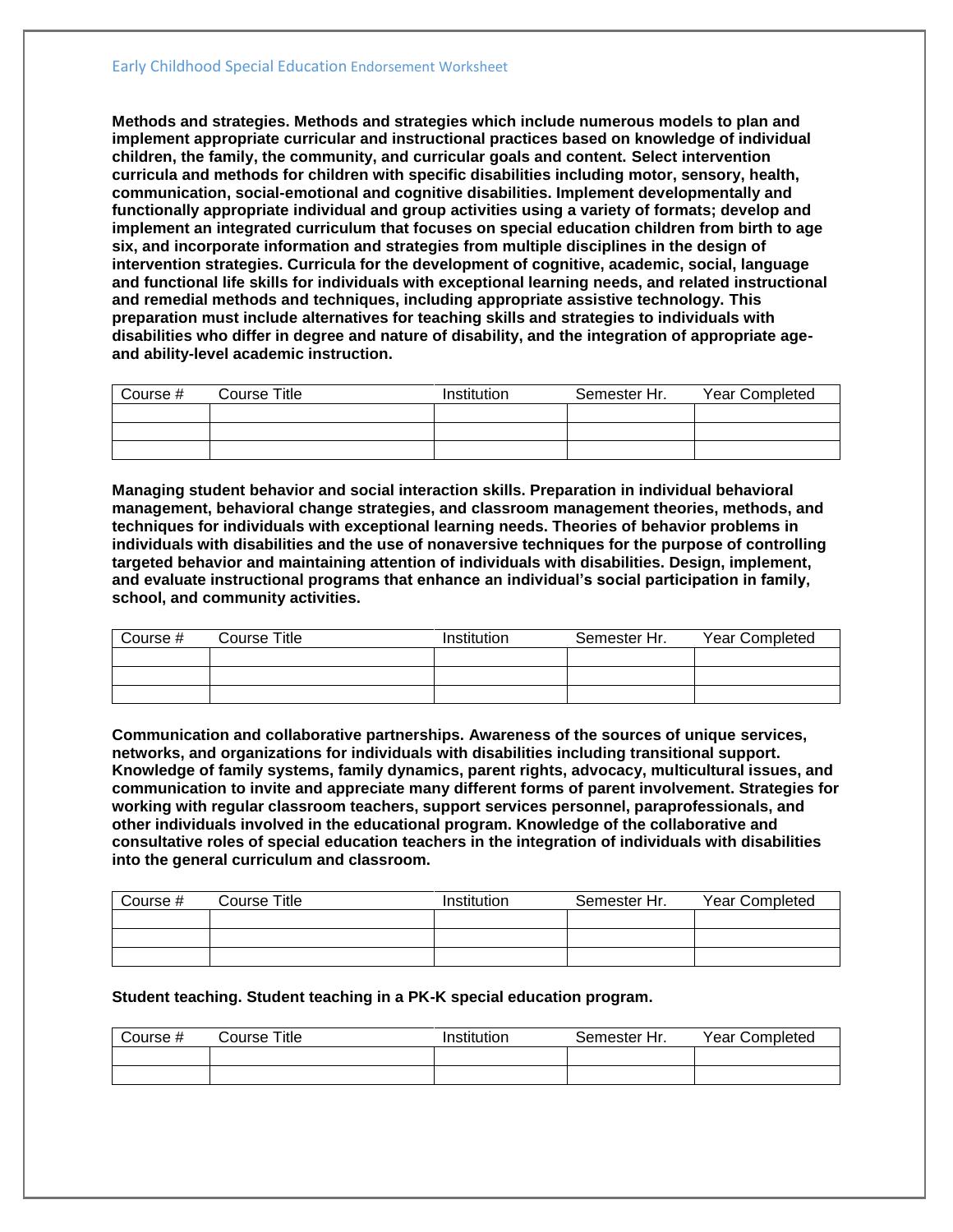**Methods and strategies. Methods and strategies which include numerous models to plan and implement appropriate curricular and instructional practices based on knowledge of individual children, the family, the community, and curricular goals and content. Select intervention curricula and methods for children with specific disabilities including motor, sensory, health, communication, social-emotional and cognitive disabilities. Implement developmentally and functionally appropriate individual and group activities using a variety of formats; develop and implement an integrated curriculum that focuses on special education children from birth to age six, and incorporate information and strategies from multiple disciplines in the design of intervention strategies. Curricula for the development of cognitive, academic, social, language and functional life skills for individuals with exceptional learning needs, and related instructional and remedial methods and techniques, including appropriate assistive technology. This preparation must include alternatives for teaching skills and strategies to individuals with disabilities who differ in degree and nature of disability, and the integration of appropriate age- and ability-level academic instruction.**

| Course # | Course Title | Institution | Semester Hr. | Year Completed |
|---|---|---|---|---|
| | | | | |
| | | | | |
| | | | | |

**Managing student behavior and social interaction skills. Preparation in individual behavioral management, behavioral change strategies, and classroom management theories, methods, and techniques for individuals with exceptional learning needs. Theories of behavior problems in individuals with disabilities and the use of nonaversive techniques for the purpose of controlling targeted behavior and maintaining attention of individuals with disabilities. Design, implement, and evaluate instructional programs that enhance an individual's social participation in family, school, and community activities.**

| Course # | Course Title | Institution | Semester Hr. | Year Completed |
|---|---|---|---|---|
| | | | | |
| | | | | |
| | | | | |

**Communication and collaborative partnerships. Awareness of the sources of unique services, networks, and organizations for individuals with disabilities including transitional support. Knowledge of family systems, family dynamics, parent rights, advocacy, multicultural issues, and communication to invite and appreciate many different forms of parent involvement. Strategies for working with regular classroom teachers, support services personnel, paraprofessionals, and other individuals involved in the educational program. Knowledge of the collaborative and consultative roles of special education teachers in the integration of individuals with disabilities into the general curriculum and classroom.**

| Course # | Course Title | Institution | Semester Hr. | Year Completed |
|---|---|---|---|---|
| | | | | |
| | | | | |
| | | | | |

**Student teaching. Student teaching in a PK-K special education program.**

| Course # | Course Title | Institution | Semester Hr. | Year Completed |
|---|---|---|---|---|
| | | | | |
| | | | | |